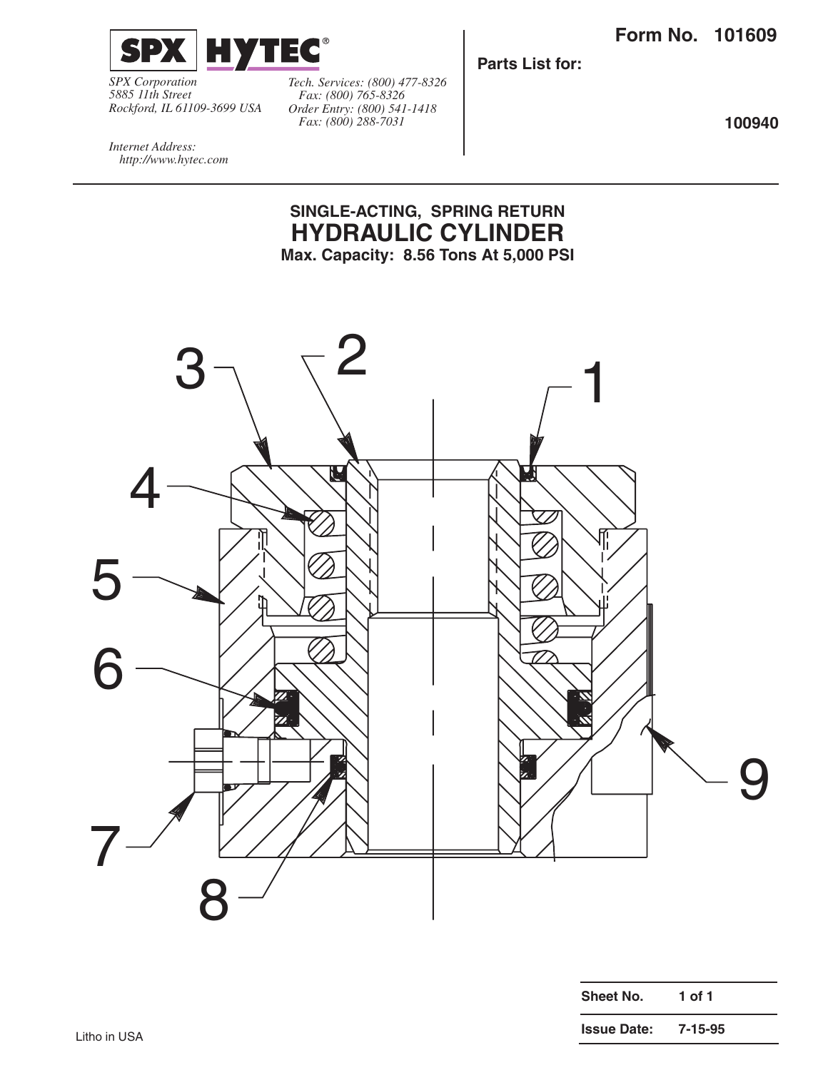**SPX HYTEC®**

*SPX Corporation*
*5885 11th Street*
*Rockford, IL 61109-3699 USA*

*Tech. Services: (800) 477-8326*
*Fax: (800) 765-8326*
*Order Entry: (800) 541-1418*
*Fax: (800) 288-7031*

*Internet Address:*
*http://www.hytec.com*

**Form No. 101609**

**Parts List for:**

**100940**

## SINGLE-ACTING, SPRING RETURN
# HYDRAULIC CYLINDER
**Max. Capacity: 8.56 Tons At 5,000 PSI**

| Sheet No. | 1 of 1 |
|---|---|
| Issue Date: | 7-15-95 |

Litho in USA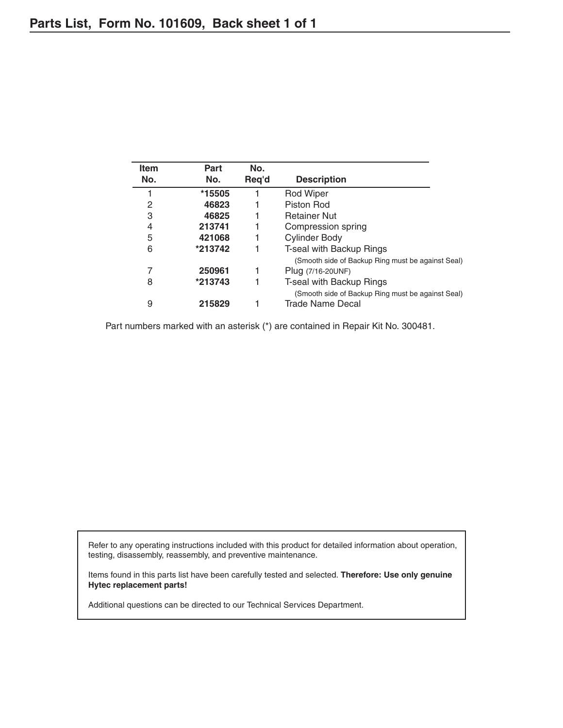## Parts List, Form No. 101609, Back sheet 1 of 1

| Item No. | Part No. | No. Req'd | Description |
|---|---|---|---|
| 1 | **\*15505** | 1 | Rod Wiper |
| 2 | **46823** | 1 | Piston Rod |
| 3 | **46825** | 1 | Retainer Nut |
| 4 | **213741** | 1 | Compression spring |
| 5 | **421068** | 1 | Cylinder Body |
| 6 | **\*213742** | 1 | T-seal with Backup Rings (Smooth side of Backup Ring must be against Seal) |
| 7 | **250961** | 1 | Plug (7/16-20UNF) |
| 8 | **\*213743** | 1 | T-seal with Backup Rings (Smooth side of Backup Ring must be against Seal) |
| 9 | **215829** | 1 | Trade Name Decal |

Part numbers marked with an asterisk (*) are contained in Repair Kit No. 300481.

Refer to any operating instructions included with this product for detailed information about operation, testing, disassembly, reassembly, and preventive maintenance.

Items found in this parts list have been carefully tested and selected. **Therefore: Use only genuine Hytec replacement parts!**

Additional questions can be directed to our Technical Services Department.